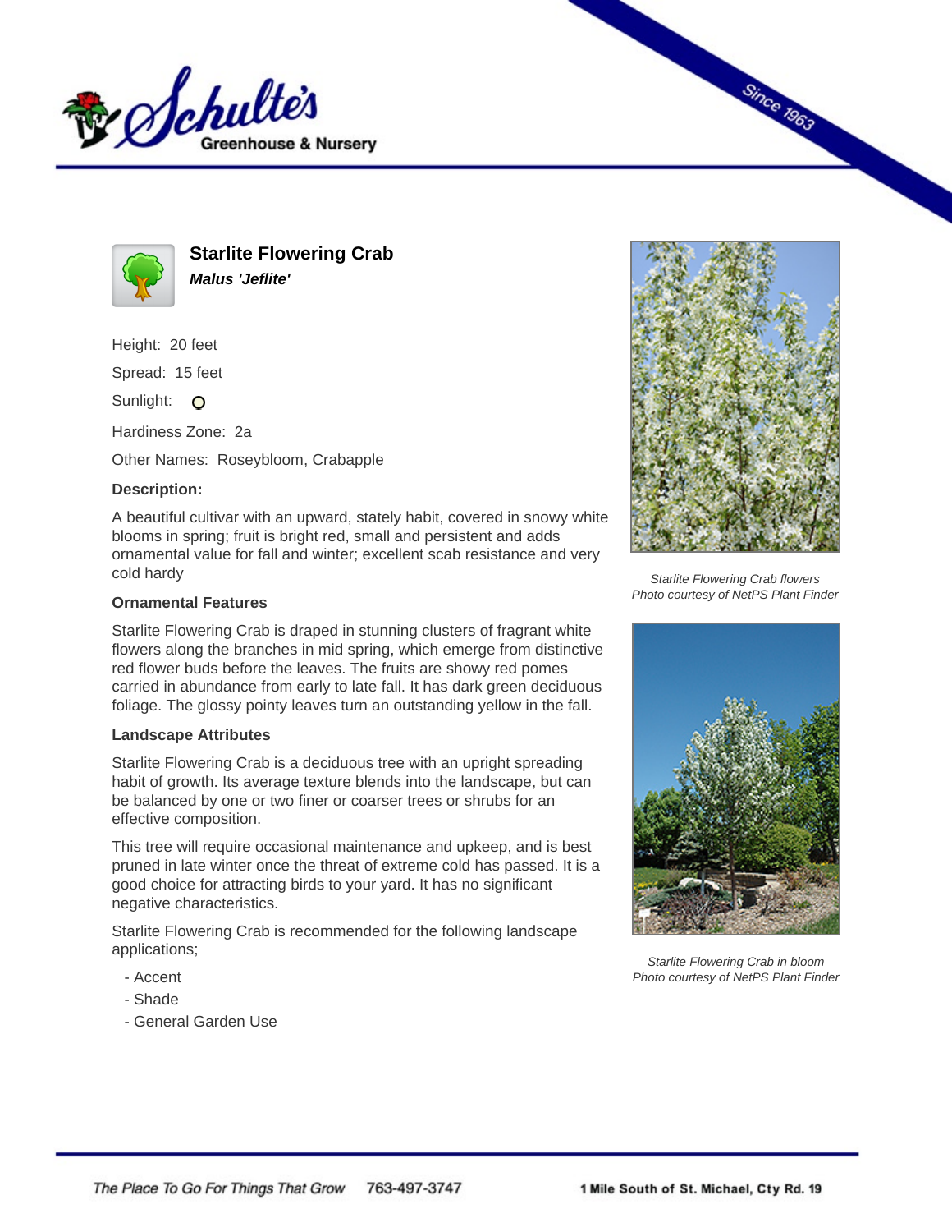# Starlite Flowering Crab

***Malus 'Jeflite'***

Height: 20 feet

Spread: 15 feet

Sunlight:

Hardiness Zone: 2a

Other Names: Roseybloom, Crabapple

**Description:**

A beautiful cultivar with an upward, stately habit, covered in snowy white blooms in spring; fruit is bright red, small and persistent and adds ornamental value for fall and winter; excellent scab resistance and very cold hardy

### Ornamental Features

Starlite Flowering Crab is draped in stunning clusters of fragrant white flowers along the branches in mid spring, which emerge from distinctive red flower buds before the leaves. The fruits are showy red pomes carried in abundance from early to late fall. It has dark green deciduous foliage. The glossy pointy leaves turn an outstanding yellow in the fall.

### Landscape Attributes

Starlite Flowering Crab is a deciduous tree with an upright spreading habit of growth. Its average texture blends into the landscape, but can be balanced by one or two finer or coarser trees or shrubs for an effective composition.

This tree will require occasional maintenance and upkeep, and is best pruned in late winter once the threat of extreme cold has passed. It is a good choice for attracting birds to your yard. It has no significant negative characteristics.

Starlite Flowering Crab is recommended for the following landscape applications;

- Accent
- Shade
- General Garden Use

*Starlite Flowering Crab flowers*
*Photo courtesy of NetPS Plant Finder*

*Starlite Flowering Crab in bloom*
*Photo courtesy of NetPS Plant Finder*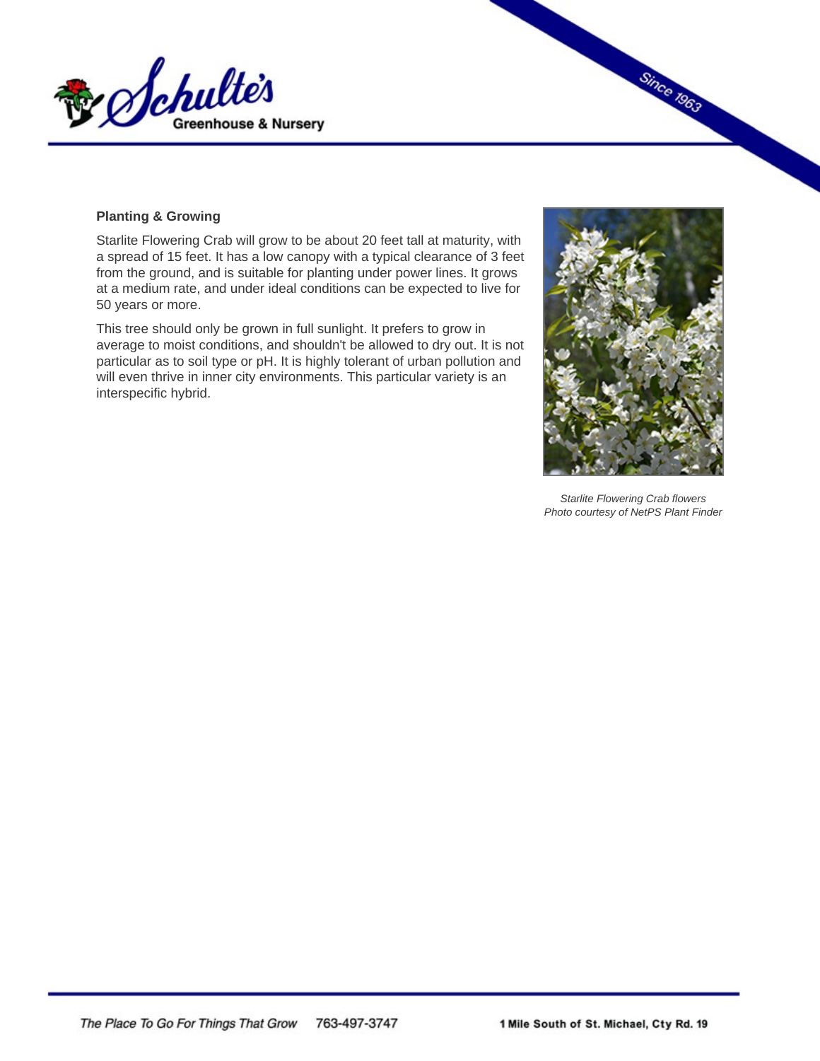**Planting & Growing**

Starlite Flowering Crab will grow to be about 20 feet tall at maturity, with a spread of 15 feet. It has a low canopy with a typical clearance of 3 feet from the ground, and is suitable for planting under power lines. It grows at a medium rate, and under ideal conditions can be expected to live for 50 years or more.

This tree should only be grown in full sunlight. It prefers to grow in average to moist conditions, and shouldn't be allowed to dry out. It is not particular as to soil type or pH. It is highly tolerant of urban pollution and will even thrive in inner city environments. This particular variety is an interspecific hybrid.

*Starlite Flowering Crab flowers*
*Photo courtesy of NetPS Plant Finder*